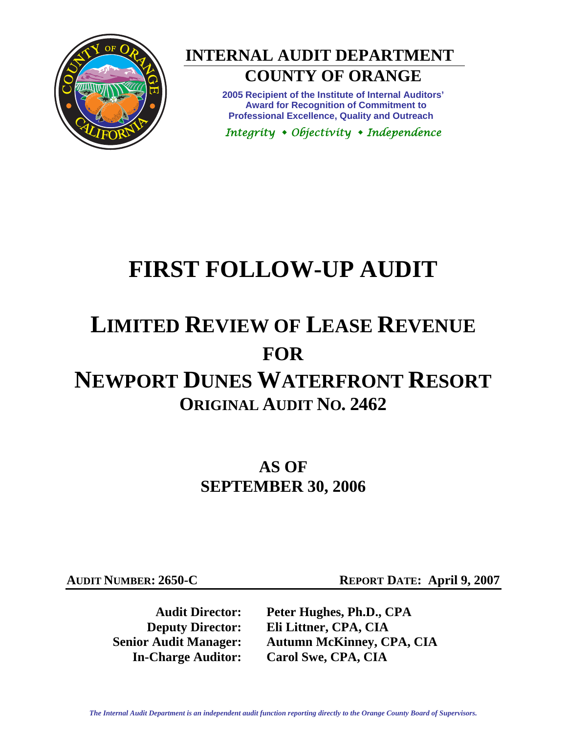# INTERNAL AUDIT DEPARTMENT

## COUNTY OF ORANGE

**2005 Recipient of the Institute of Internal Auditors' Award for Recognition of Commitment to Professional Excellence, Quality and Outreach**

*Integrity • Objectivity • Independence*

# FIRST FOLLOW-UP AUDIT

# LIMITED REVIEW OF LEASE REVENUE FOR NEWPORT DUNES WATERFRONT RESORT

## ORIGINAL AUDIT NO. 2462

## AS OF SEPTEMBER 30, 2006

**AUDIT NUMBER: 2650-C** **REPORT DATE: April 9, 2007**

**Audit Director:** **Peter Hughes, Ph.D., CPA**
**Deputy Director:** **Eli Littner, CPA, CIA**
**Senior Audit Manager:** **Autumn McKinney, CPA, CIA**
**In-Charge Auditor:** **Carol Swe, CPA, CIA**

*The Internal Audit Department is an independent audit function reporting directly to the Orange County Board of Supervisors.*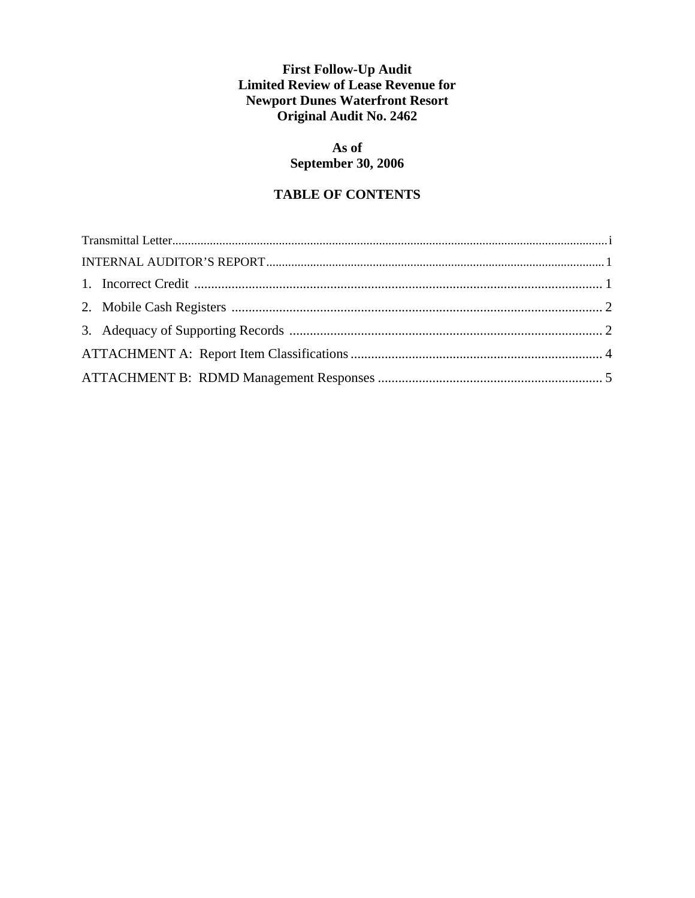**First Follow-Up Audit**
**Limited Review of Lease Revenue for**
**Newport Dunes Waterfront Resort**
**Original Audit No. 2462**

**As of**
**September 30, 2006**

## TABLE OF CONTENTS

Transmittal Letter ........................................................ i

INTERNAL AUDITOR'S REPORT ........................................................ 1

1. Incorrect Credit ........................................................ 1
2. Mobile Cash Registers ........................................................ 2
3. Adequacy of Supporting Records ........................................................ 2

ATTACHMENT A: Report Item Classifications ........................................................ 4

ATTACHMENT B: RDMD Management Responses ........................................................ 5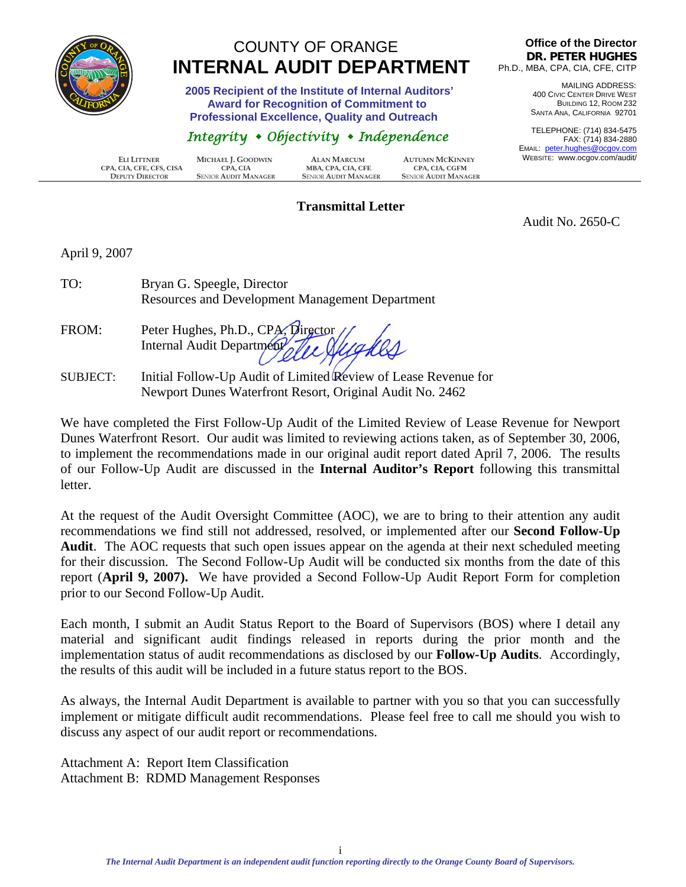# COUNTY OF ORANGE
# INTERNAL AUDIT DEPARTMENT

**2005 Recipient of the Institute of Internal Auditors' Award for Recognition of Commitment to Professional Excellence, Quality and Outreach**

*Integrity • Objectivity • Independence*

**Office of the Director**
**DR. PETER HUGHES**
Ph.D., MBA, CPA, CIA, CFE, CITP

MAILING ADDRESS:
400 CIVIC CENTER DRIVE WEST
BUILDING 12, ROOM 232
SANTA ANA, CALIFORNIA 92701

TELEPHONE: (714) 834-5475
FAX: (714) 834-2880
EMAIL: peter.hughes@ocgov.com
WEBSITE: www.ocgov.com/audit/

| ELI LITTNER | MICHAEL J. GOODWIN | ALAN MARCUM | AUTUMN MCKINNEY |
|---|---|---|---|
| CPA, CIA, CFE, CFS, CISA | CPA, CIA | MBA, CPA, CIA, CFE | CPA, CIA, CGFM |
| DEPUTY DIRECTOR | SENIOR AUDIT MANAGER | SENIOR AUDIT MANAGER | SENIOR AUDIT MANAGER |

**Transmittal Letter**

Audit No. 2650-C

April 9, 2007

TO: Bryan G. Speegle, Director
Resources and Development Management Department

FROM: Peter Hughes, Ph.D., CPA, Director
Internal Audit Department

SUBJECT: Initial Follow-Up Audit of Limited Review of Lease Revenue for Newport Dunes Waterfront Resort, Original Audit No. 2462

We have completed the First Follow-Up Audit of the Limited Review of Lease Revenue for Newport Dunes Waterfront Resort. Our audit was limited to reviewing actions taken, as of September 30, 2006, to implement the recommendations made in our original audit report dated April 7, 2006. The results of our Follow-Up Audit are discussed in the **Internal Auditor's Report** following this transmittal letter.

At the request of the Audit Oversight Committee (AOC), we are to bring to their attention any audit recommendations we find still not addressed, resolved, or implemented after our **Second Follow-Up Audit**. The AOC requests that such open issues appear on the agenda at their next scheduled meeting for their discussion. The Second Follow-Up Audit will be conducted six months from the date of this report (**April 9, 2007).** We have provided a Second Follow-Up Audit Report Form for completion prior to our Second Follow-Up Audit.

Each month, I submit an Audit Status Report to the Board of Supervisors (BOS) where I detail any material and significant audit findings released in reports during the prior month and the implementation status of audit recommendations as disclosed by our **Follow-Up Audits**. Accordingly, the results of this audit will be included in a future status report to the BOS.

As always, the Internal Audit Department is available to partner with you so that you can successfully implement or mitigate difficult audit recommendations. Please feel free to call me should you wish to discuss any aspect of our audit report or recommendations.

Attachment A: Report Item Classification
Attachment B: RDMD Management Responses

*The Internal Audit Department is an independent audit function reporting directly to the Orange County Board of Supervisors.*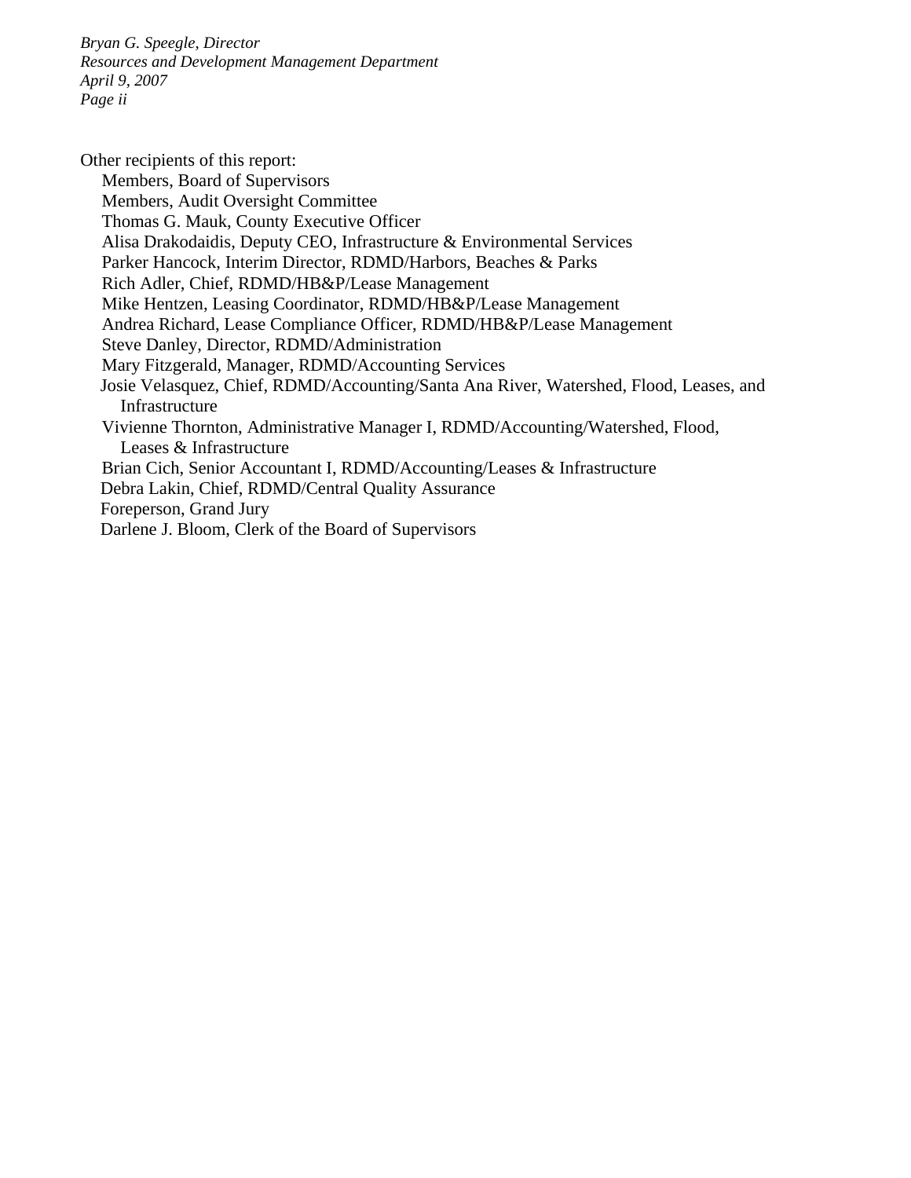*Bryan G. Speegle, Director*
*Resources and Development Management Department*
*April 9, 2007*

Other recipients of this report:

- Members, Board of Supervisors
- Members, Audit Oversight Committee
- Thomas G. Mauk, County Executive Officer
- Alisa Drakodaidis, Deputy CEO, Infrastructure & Environmental Services
- Parker Hancock, Interim Director, RDMD/Harbors, Beaches & Parks
- Rich Adler, Chief, RDMD/HB&P/Lease Management
- Mike Hentzen, Leasing Coordinator, RDMD/HB&P/Lease Management
- Andrea Richard, Lease Compliance Officer, RDMD/HB&P/Lease Management
- Steve Danley, Director, RDMD/Administration
- Mary Fitzgerald, Manager, RDMD/Accounting Services
- Josie Velasquez, Chief, RDMD/Accounting/Santa Ana River, Watershed, Flood, Leases, and Infrastructure
- Vivienne Thornton, Administrative Manager I, RDMD/Accounting/Watershed, Flood, Leases & Infrastructure
- Brian Cich, Senior Accountant I, RDMD/Accounting/Leases & Infrastructure
- Debra Lakin, Chief, RDMD/Central Quality Assurance
- Foreperson, Grand Jury
- Darlene J. Bloom, Clerk of the Board of Supervisors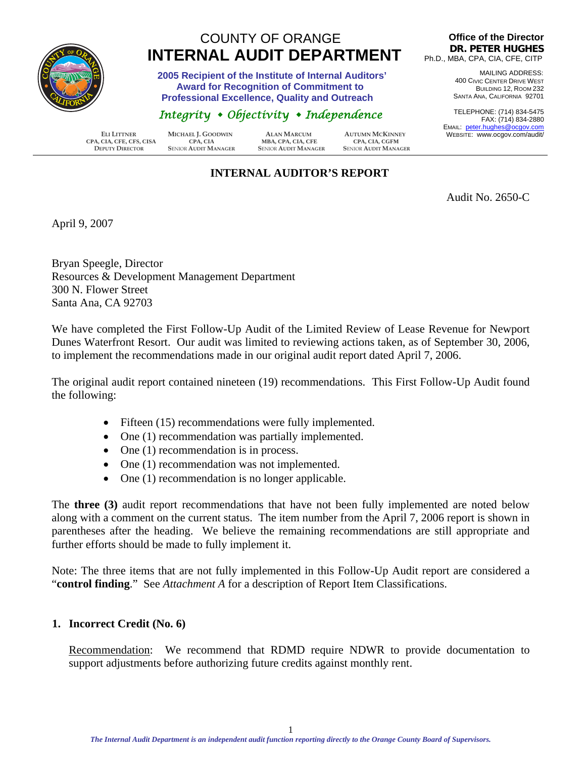# COUNTY OF ORANGE
# INTERNAL AUDIT DEPARTMENT

**2005 Recipient of the Institute of Internal Auditors' Award for Recognition of Commitment to Professional Excellence, Quality and Outreach**

*Integrity ◆ Objectivity ◆ Independence*

**Office of the Director**
**DR. PETER HUGHES**
Ph.D., MBA, CPA, CIA, CFE, CITP

MAILING ADDRESS:
400 CIVIC CENTER DRIVE WEST
BUILDING 12, ROOM 232
SANTA ANA, CALIFORNIA 92701

TELEPHONE: (714) 834-5475
FAX: (714) 834-2880
EMAIL: peter.hughes@ocgov.com
WEBSITE: www.ocgov.com/audit/

| ELI LITTNER<br>CPA, CIA, CFE, CFS, CISA<br>DEPUTY DIRECTOR | MICHAEL J. GOODWIN<br>CPA, CIA<br>SENIOR AUDIT MANAGER | ALAN MARCUM<br>MBA, CPA, CIA, CFE<br>SENIOR AUDIT MANAGER | AUTUMN MCKINNEY<br>CPA, CIA, CGFM<br>SENIOR AUDIT MANAGER |
|---|---|---|---|

## INTERNAL AUDITOR'S REPORT

Audit No. 2650-C

April 9, 2007

Bryan Speegle, Director
Resources & Development Management Department
300 N. Flower Street
Santa Ana, CA 92703

We have completed the First Follow-Up Audit of the Limited Review of Lease Revenue for Newport Dunes Waterfront Resort. Our audit was limited to reviewing actions taken, as of September 30, 2006, to implement the recommendations made in our original audit report dated April 7, 2006.

The original audit report contained nineteen (19) recommendations. This First Follow-Up Audit found the following:

- Fifteen (15) recommendations were fully implemented.
- One (1) recommendation was partially implemented.
- One (1) recommendation is in process.
- One (1) recommendation was not implemented.
- One (1) recommendation is no longer applicable.

The **three (3)** audit report recommendations that have not been fully implemented are noted below along with a comment on the current status. The item number from the April 7, 2006 report is shown in parentheses after the heading. We believe the remaining recommendations are still appropriate and further efforts should be made to fully implement it.

Note: The three items that are not fully implemented in this Follow-Up Audit report are considered a "**control finding**." See *Attachment A* for a description of Report Item Classifications.

**1. Incorrect Credit (No. 6)**

Recommendation: We recommend that RDMD require NDWR to provide documentation to support adjustments before authorizing future credits against monthly rent.

*The Internal Audit Department is an independent audit function reporting directly to the Orange County Board of Supervisors.*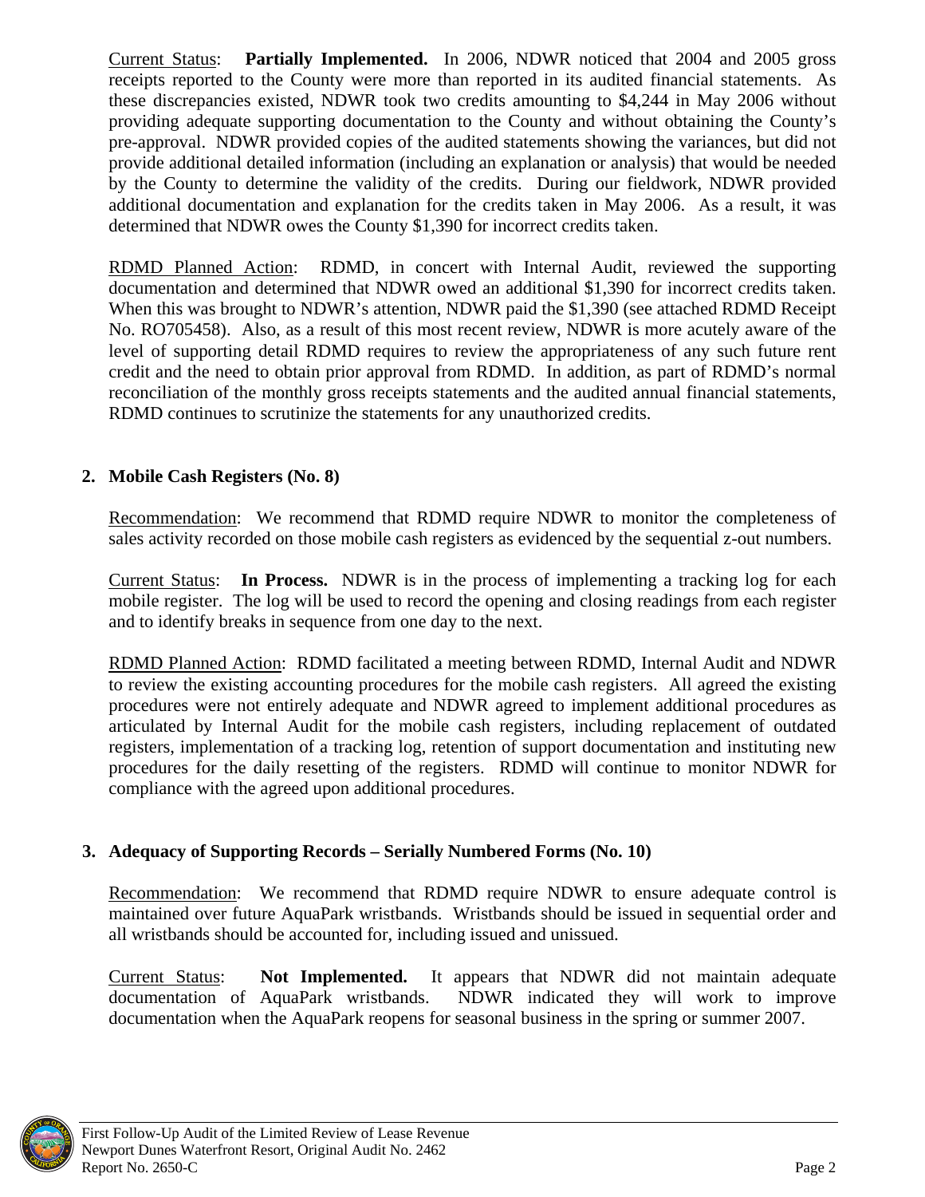Current Status: **Partially Implemented.** In 2006, NDWR noticed that 2004 and 2005 gross receipts reported to the County were more than reported in its audited financial statements. As these discrepancies existed, NDWR took two credits amounting to $4,244 in May 2006 without providing adequate supporting documentation to the County and without obtaining the County's pre-approval. NDWR provided copies of the audited statements showing the variances, but did not provide additional detailed information (including an explanation or analysis) that would be needed by the County to determine the validity of the credits. During our fieldwork, NDWR provided additional documentation and explanation for the credits taken in May 2006. As a result, it was determined that NDWR owes the County $1,390 for incorrect credits taken.

RDMD Planned Action: RDMD, in concert with Internal Audit, reviewed the supporting documentation and determined that NDWR owed an additional $1,390 for incorrect credits taken. When this was brought to NDWR's attention, NDWR paid the $1,390 (see attached RDMD Receipt No. RO705458). Also, as a result of this most recent review, NDWR is more acutely aware of the level of supporting detail RDMD requires to review the appropriateness of any such future rent credit and the need to obtain prior approval from RDMD. In addition, as part of RDMD's normal reconciliation of the monthly gross receipts statements and the audited annual financial statements, RDMD continues to scrutinize the statements for any unauthorized credits.

**2. Mobile Cash Registers (No. 8)**

Recommendation: We recommend that RDMD require NDWR to monitor the completeness of sales activity recorded on those mobile cash registers as evidenced by the sequential z-out numbers.

Current Status: **In Process.** NDWR is in the process of implementing a tracking log for each mobile register. The log will be used to record the opening and closing readings from each register and to identify breaks in sequence from one day to the next.

RDMD Planned Action: RDMD facilitated a meeting between RDMD, Internal Audit and NDWR to review the existing accounting procedures for the mobile cash registers. All agreed the existing procedures were not entirely adequate and NDWR agreed to implement additional procedures as articulated by Internal Audit for the mobile cash registers, including replacement of outdated registers, implementation of a tracking log, retention of support documentation and instituting new procedures for the daily resetting of the registers. RDMD will continue to monitor NDWR for compliance with the agreed upon additional procedures.

**3. Adequacy of Supporting Records – Serially Numbered Forms (No. 10)**

Recommendation: We recommend that RDMD require NDWR to ensure adequate control is maintained over future AquaPark wristbands. Wristbands should be issued in sequential order and all wristbands should be accounted for, including issued and unissued.

Current Status: **Not Implemented.** It appears that NDWR did not maintain adequate documentation of AquaPark wristbands. NDWR indicated they will work to improve documentation when the AquaPark reopens for seasonal business in the spring or summer 2007.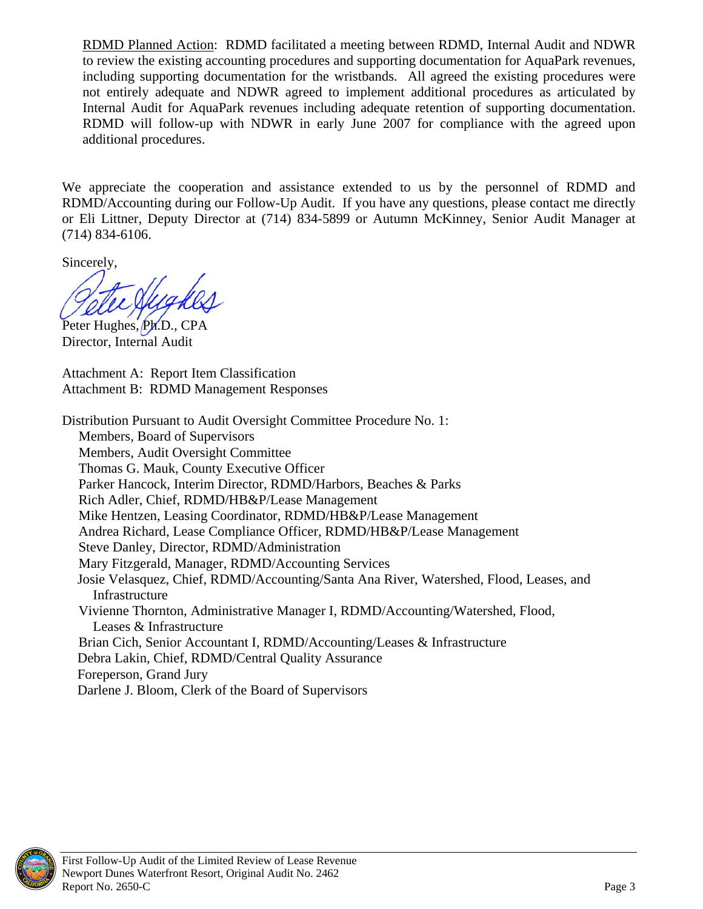RDMD Planned Action: RDMD facilitated a meeting between RDMD, Internal Audit and NDWR to review the existing accounting procedures and supporting documentation for AquaPark revenues, including supporting documentation for the wristbands. All agreed the existing procedures were not entirely adequate and NDWR agreed to implement additional procedures as articulated by Internal Audit for AquaPark revenues including adequate retention of supporting documentation. RDMD will follow-up with NDWR in early June 2007 for compliance with the agreed upon additional procedures.

We appreciate the cooperation and assistance extended to us by the personnel of RDMD and RDMD/Accounting during our Follow-Up Audit. If you have any questions, please contact me directly or Eli Littner, Deputy Director at (714) 834-5899 or Autumn McKinney, Senior Audit Manager at (714) 834-6106.

Sincerely,

Peter Hughes, Ph.D., CPA
Director, Internal Audit

Attachment A: Report Item Classification
Attachment B: RDMD Management Responses

Distribution Pursuant to Audit Oversight Committee Procedure No. 1:

- Members, Board of Supervisors
- Members, Audit Oversight Committee
- Thomas G. Mauk, County Executive Officer
- Parker Hancock, Interim Director, RDMD/Harbors, Beaches & Parks
- Rich Adler, Chief, RDMD/HB&P/Lease Management
- Mike Hentzen, Leasing Coordinator, RDMD/HB&P/Lease Management
- Andrea Richard, Lease Compliance Officer, RDMD/HB&P/Lease Management
- Steve Danley, Director, RDMD/Administration
- Mary Fitzgerald, Manager, RDMD/Accounting Services
- Josie Velasquez, Chief, RDMD/Accounting/Santa Ana River, Watershed, Flood, Leases, and Infrastructure
- Vivienne Thornton, Administrative Manager I, RDMD/Accounting/Watershed, Flood, Leases & Infrastructure
- Brian Cich, Senior Accountant I, RDMD/Accounting/Leases & Infrastructure
- Debra Lakin, Chief, RDMD/Central Quality Assurance
- Foreperson, Grand Jury
- Darlene J. Bloom, Clerk of the Board of Supervisors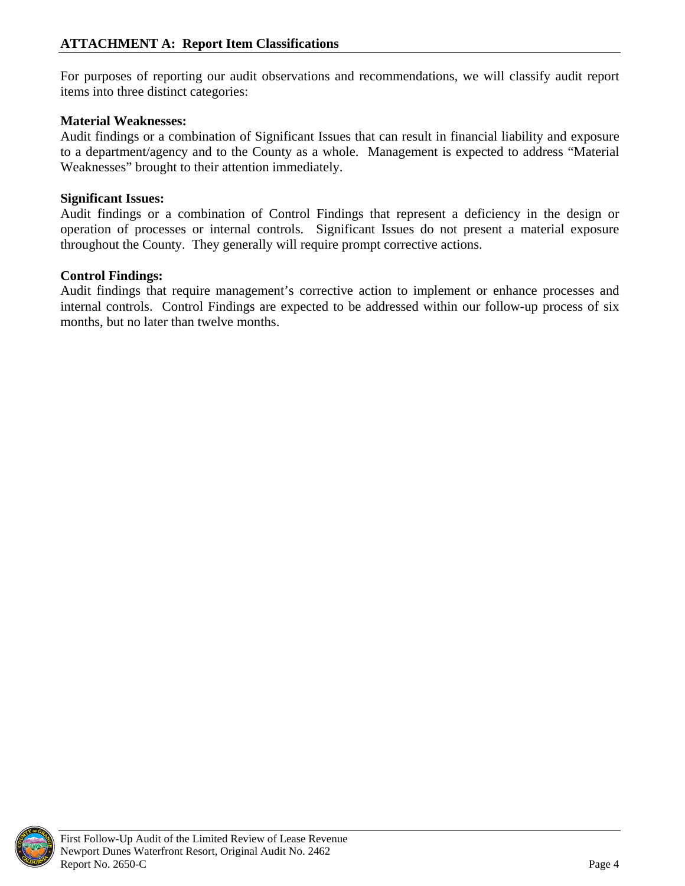## ATTACHMENT A: Report Item Classifications

For purposes of reporting our audit observations and recommendations, we will classify audit report items into three distinct categories:

**Material Weaknesses:**
Audit findings or a combination of Significant Issues that can result in financial liability and exposure to a department/agency and to the County as a whole. Management is expected to address "Material Weaknesses" brought to their attention immediately.

**Significant Issues:**
Audit findings or a combination of Control Findings that represent a deficiency in the design or operation of processes or internal controls. Significant Issues do not present a material exposure throughout the County. They generally will require prompt corrective actions.

**Control Findings:**
Audit findings that require management's corrective action to implement or enhance processes and internal controls. Control Findings are expected to be addressed within our follow-up process of six months, but no later than twelve months.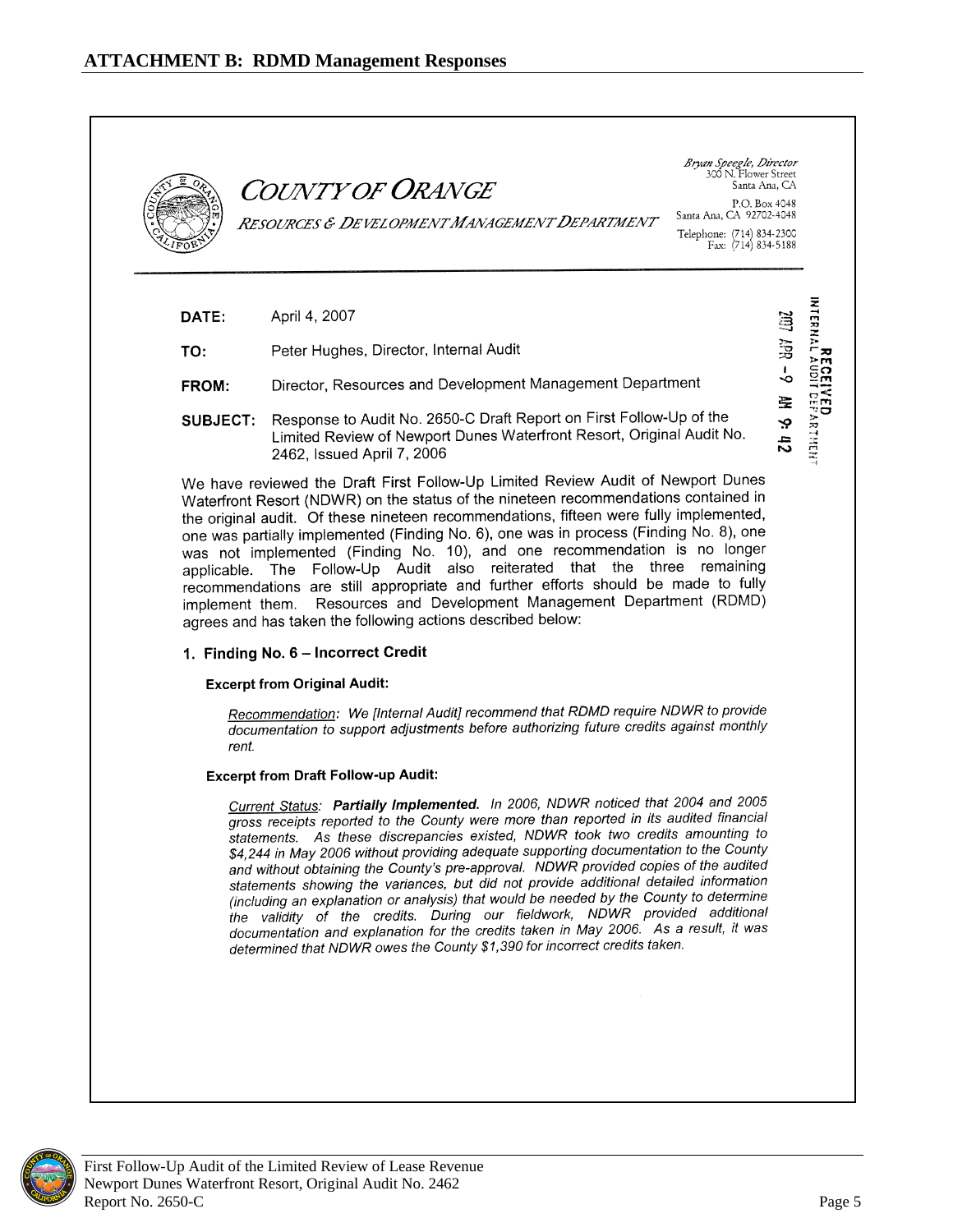## ATTACHMENT B: RDMD Management Responses

**COUNTY OF ORANGE**

*RESOURCES & DEVELOPMENT MANAGEMENT DEPARTMENT*

*Bryan Speegle, Director*
300 N. Flower Street
Santa Ana, CA

P.O. Box 4048
Santa Ana, CA 92702-4048

Telephone: (714) 834-2300
Fax: (714) 834-5188

RECEIVED
INTERNAL AUDIT DEPARTMENT
2007 APR -9 AM 9:42

**DATE:** April 4, 2007

**TO:** Peter Hughes, Director, Internal Audit

**FROM:** Director, Resources and Development Management Department

**SUBJECT:** Response to Audit No. 2650-C Draft Report on First Follow-Up of the Limited Review of Newport Dunes Waterfront Resort, Original Audit No. 2462, Issued April 7, 2006

We have reviewed the Draft First Follow-Up Limited Review Audit of Newport Dunes Waterfront Resort (NDWR) on the status of the nineteen recommendations contained in the original audit. Of these nineteen recommendations, fifteen were fully implemented, one was partially implemented (Finding No. 6), one was in process (Finding No. 8), one was not implemented (Finding No. 10), and one recommendation is no longer applicable. The Follow-Up Audit also reiterated that the three remaining recommendations are still appropriate and further efforts should be made to fully implement them. Resources and Development Management Department (RDMD) agrees and has taken the following actions described below:

### 1. Finding No. 6 – Incorrect Credit

**Excerpt from Original Audit:**

*Recommendation: We [Internal Audit] recommend that RDMD require NDWR to provide documentation to support adjustments before authorizing future credits against monthly rent.*

**Excerpt from Draft Follow-up Audit:**

*Current Status: **Partially Implemented.** In 2006, NDWR noticed that 2004 and 2005 gross receipts reported to the County were more than reported in its audited financial statements. As these discrepancies existed, NDWR took two credits amounting to $4,244 in May 2006 without providing adequate supporting documentation to the County and without obtaining the County's pre-approval. NDWR provided copies of the audited statements showing the variances, but did not provide additional detailed information (including an explanation or analysis) that would be needed by the County to determine the validity of the credits. During our fieldwork, NDWR provided additional documentation and explanation for the credits taken in May 2006. As a result, it was determined that NDWR owes the County $1,390 for incorrect credits taken.*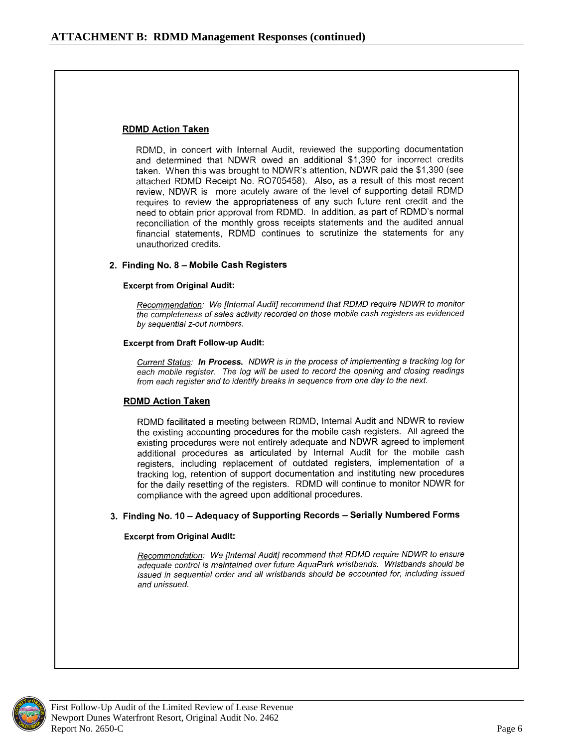## ATTACHMENT B: RDMD Management Responses (continued)

**RDMD Action Taken**

RDMD, in concert with Internal Audit, reviewed the supporting documentation and determined that NDWR owed an additional $1,390 for incorrect credits taken. When this was brought to NDWR's attention, NDWR paid the $1,390 (see attached RDMD Receipt No. RO705458). Also, as a result of this most recent review, NDWR is more acutely aware of the level of supporting detail RDMD requires to review the appropriateness of any such future rent credit and the need to obtain prior approval from RDMD. In addition, as part of RDMD's normal reconciliation of the monthly gross receipts statements and the audited annual financial statements, RDMD continues to scrutinize the statements for any unauthorized credits.

**2. Finding No. 8 – Mobile Cash Registers**

**Excerpt from Original Audit:**

*Recommendation: We [Internal Audit] recommend that RDMD require NDWR to monitor the completeness of sales activity recorded on those mobile cash registers as evidenced by sequential z-out numbers.*

**Excerpt from Draft Follow-up Audit:**

*Current Status: **In Process.** NDWR is in the process of implementing a tracking log for each mobile register. The log will be used to record the opening and closing readings from each register and to identify breaks in sequence from one day to the next.*

**RDMD Action Taken**

RDMD facilitated a meeting between RDMD, Internal Audit and NDWR to review the existing accounting procedures for the mobile cash registers. All agreed the existing procedures were not entirely adequate and NDWR agreed to implement additional procedures as articulated by Internal Audit for the mobile cash registers, including replacement of outdated registers, implementation of a tracking log, retention of support documentation and instituting new procedures for the daily resetting of the registers. RDMD will continue to monitor NDWR for compliance with the agreed upon additional procedures.

**3. Finding No. 10 – Adequacy of Supporting Records – Serially Numbered Forms**

**Excerpt from Original Audit:**

*Recommendation: We [Internal Audit] recommend that RDMD require NDWR to ensure adequate control is maintained over future AquaPark wristbands. Wristbands should be issued in sequential order and all wristbands should be accounted for, including issued and unissued.*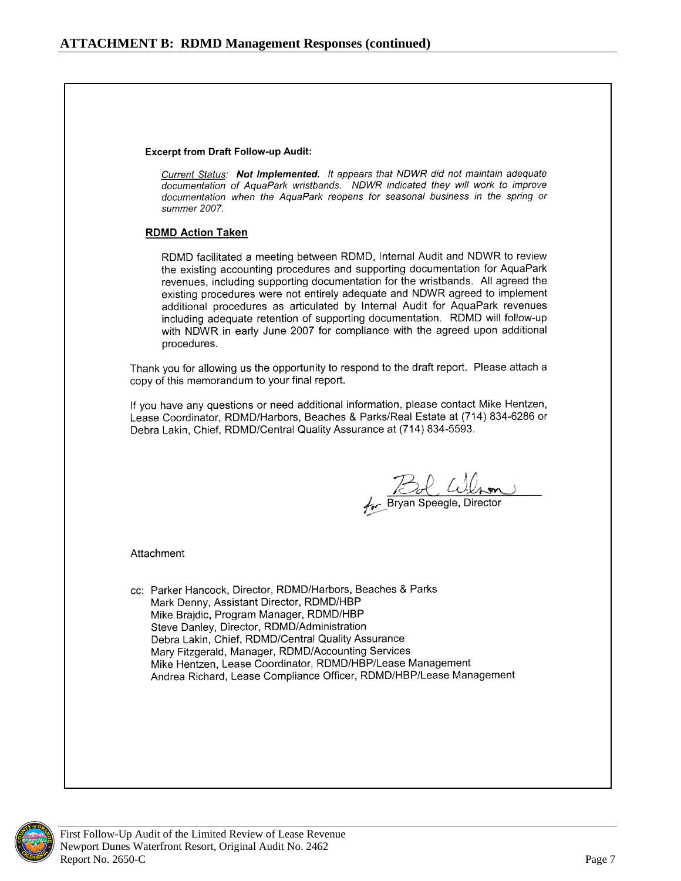## ATTACHMENT B: RDMD Management Responses (continued)

**Excerpt from Draft Follow-up Audit:**

*Current Status:* ***Not Implemented.*** *It appears that NDWR did not maintain adequate documentation of AquaPark wristbands. NDWR indicated they will work to improve documentation when the AquaPark reopens for seasonal business in the spring or summer 2007.*

**RDMD Action Taken**

RDMD facilitated a meeting between RDMD, Internal Audit and NDWR to review the existing accounting procedures and supporting documentation for AquaPark revenues, including supporting documentation for the wristbands. All agreed the existing procedures were not entirely adequate and NDWR agreed to implement additional procedures as articulated by Internal Audit for AquaPark revenues including adequate retention of supporting documentation. RDMD will follow-up with NDWR in early June 2007 for compliance with the agreed upon additional procedures.

Thank you for allowing us the opportunity to respond to the draft report. Please attach a copy of this memorandum to your final report.

If you have any questions or need additional information, please contact Mike Hentzen, Lease Coordinator, RDMD/Harbors, Beaches & Parks/Real Estate at (714) 834-6286 or Debra Lakin, Chief, RDMD/Central Quality Assurance at (714) 834-5593.

for Bryan Speegle, Director

Attachment

cc: Parker Hancock, Director, RDMD/Harbors, Beaches & Parks
Mark Denny, Assistant Director, RDMD/HBP
Mike Brajdic, Program Manager, RDMD/HBP
Steve Danley, Director, RDMD/Administration
Debra Lakin, Chief, RDMD/Central Quality Assurance
Mary Fitzgerald, Manager, RDMD/Accounting Services
Mike Hentzen, Lease Coordinator, RDMD/HBP/Lease Management
Andrea Richard, Lease Compliance Officer, RDMD/HBP/Lease Management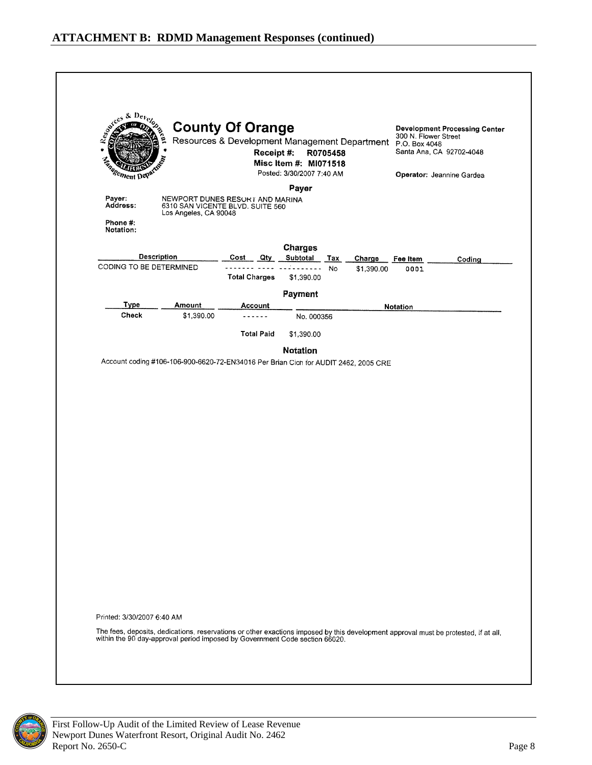## ATTACHMENT B: RDMD Management Responses (continued)

**County Of Orange**

Resources & Development Management Department

**Receipt #: R0705458**

**Misc Item #: MI071518**

Posted: 3/30/2007 7:40 AM

**Development Processing Center**
300 N. Flower Street
P.O. Box 4048
Santa Ana, CA 92702-4048

**Operator:** Jeannine Gardea

**Payer**

**Payer:** NEWPORT DUNES RESORT AND MARINA
**Address:** 6310 SAN VICENTE BLVD. SUITE 560
Los Angeles, CA 90048

**Phone #:**
**Notation:**

**Charges**

| Description | Cost | Qty | Subtotal | Tax | Charge | Fee Item | Coding |
|---|---|---|---|---|---|---|---|
| CODING TO BE DETERMINED | ------- | ---- | ---------- | No | $1,390.00 | 0001 | |
| | **Total Charges** | | $1,390.00 | | | | |

**Payment**

| Type | Amount | Account | Notation |
|---|---|---|---|
| Check | $1,390.00 | ------ | No. 000356 |
| | | **Total Paid** | $1,390.00 |

**Notation**

Account coding #106-106-900-6620-72-EN34016 Per Brian Cich for AUDIT 2462, 2005 CRE

Printed: 3/30/2007 6:40 AM

The fees, deposits, dedications, reservations or other exactions imposed by this development approval must be protested, if at all, within the 90 day-approval period imposed by Government Code section 66020.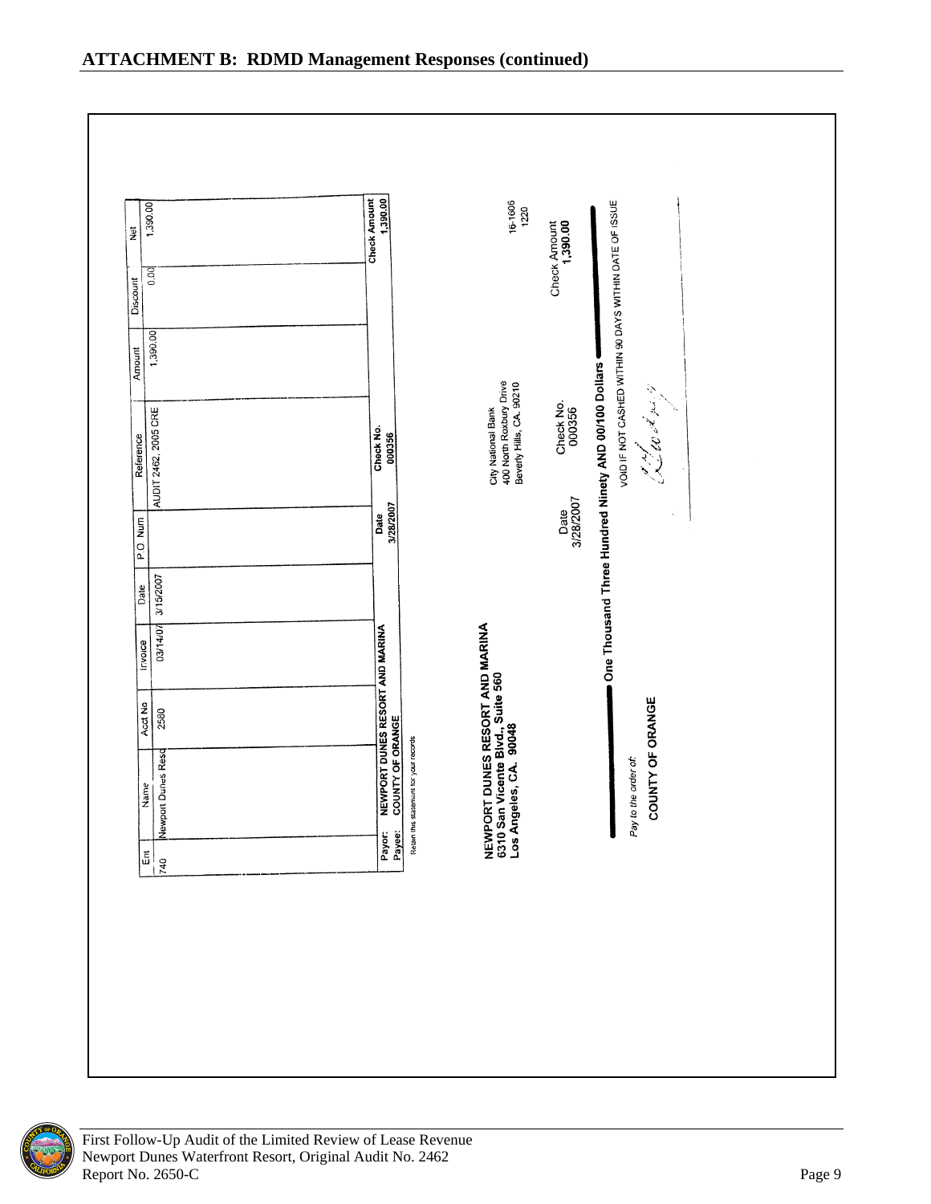## ATTACHMENT B: RDMD Management Responses (continued)

| Ent | Name | Acct No | Invoice | Date | P.O. Num | Reference | Amount | Discount | Net |
|---|---|---|---|---|---|---|---|---|---|
| 740 | Newport Dunes Reso | 2580 | 03/14/07 | 3/15/2007 | | AUDIT 2462, 2005 CRE | 1,390.00 | 0.00 | 1,390.00 |

Payor: NEWPORT DUNES RESORT AND MARINA
Payee: COUNTY OF ORANGE

Date 3/28/2007 | Check No. 000356 | Check Amount 1,390.00

Retain this statement for your records

**NEWPORT DUNES RESORT AND MARINA**
**6310 San Vicente Blvd., Suite 560**
**Los Angeles, CA. 90048**

City National Bank
400 North Roxbury Drive
Beverly Hills, CA. 90210

16-1606
1220

Date 3/28/2007

Check No. 000356

Check Amount **1,390.00**

**One Thousand Three Hundred Ninety AND 00/100 Dollars**

VOID IF NOT CASHED WITHIN 90 DAYS WITHIN DATE OF ISSUE

*Pay to the order of:*

**COUNTY OF ORANGE**